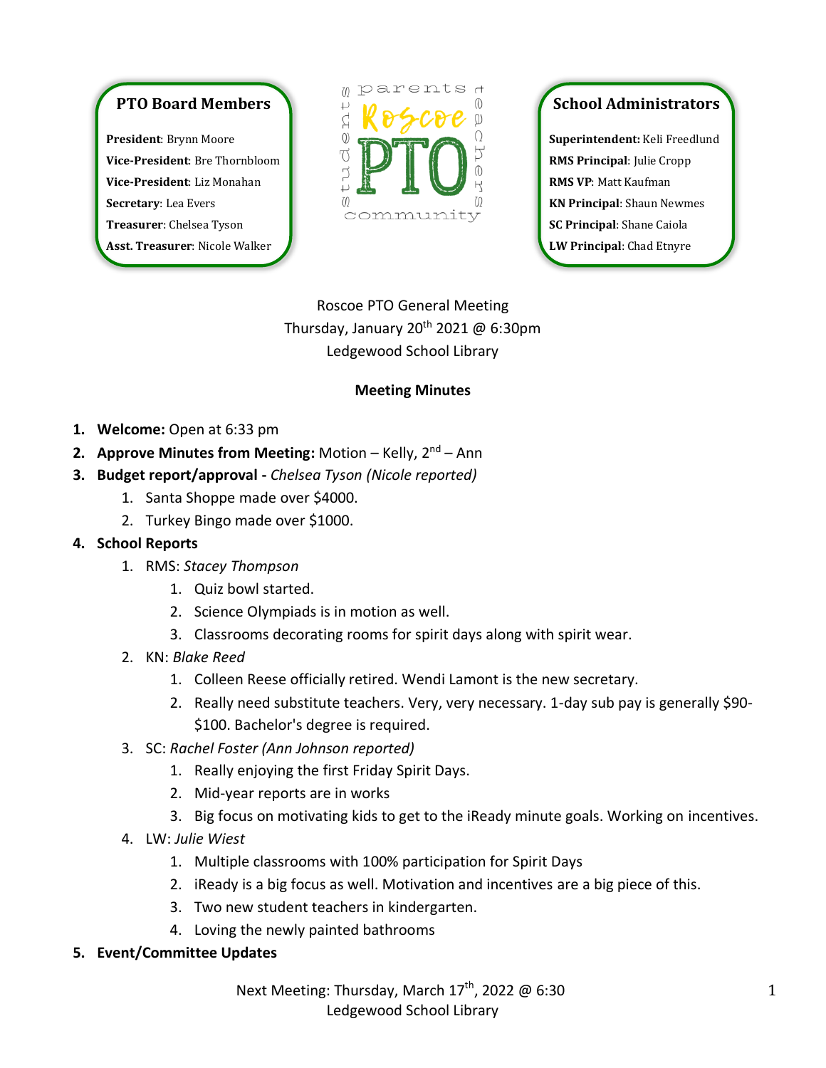**PTO Board Members**

**President**: Brynn Moore
**Vice-President**: Bre Thornbloom
**Vice-President**: Liz Monahan
**Secretary**: Lea Evers
**Treasurer**: Chelsea Tyson
**Asst. Treasurer**: Nicole Walker

parents · Roscoe PTO · teachers · community · students

**School Administrators**

**Superintendent:** Keli Freedlund
**RMS Principal**: Julie Cropp
**RMS VP**: Matt Kaufman
**KN Principal**: Shaun Newmes
**SC Principal**: Shane Caiola
**LW Principal**: Chad Etnyre

Roscoe PTO General Meeting
Thursday, January 20th 2021 @ 6:30pm
Ledgewood School Library

**Meeting Minutes**

1. **Welcome:** Open at 6:33 pm
2. **Approve Minutes from Meeting:** Motion – Kelly, 2nd – Ann
3. **Budget report/approval -** *Chelsea Tyson (Nicole reported)*
    1. Santa Shoppe made over $4000.
    2. Turkey Bingo made over $1000.
4. **School Reports**
    1. RMS: *Stacey Thompson*
        1. Quiz bowl started.
        2. Science Olympiads is in motion as well.
        3. Classrooms decorating rooms for spirit days along with spirit wear.
    2. KN: *Blake Reed*
        1. Colleen Reese officially retired. Wendi Lamont is the new secretary.
        2. Really need substitute teachers. Very, very necessary. 1-day sub pay is generally $90-$100. Bachelor's degree is required.
    3. SC: *Rachel Foster (Ann Johnson reported)*
        1. Really enjoying the first Friday Spirit Days.
        2. Mid-year reports are in works
        3. Big focus on motivating kids to get to the iReady minute goals. Working on incentives.
    4. LW: *Julie Wiest*
        1. Multiple classrooms with 100% participation for Spirit Days
        2. iReady is a big focus as well. Motivation and incentives are a big piece of this.
        3. Two new student teachers in kindergarten.
        4. Loving the newly painted bathrooms
5. **Event/Committee Updates**

Next Meeting: Thursday, March 17th, 2022 @ 6:30
Ledgewood School Library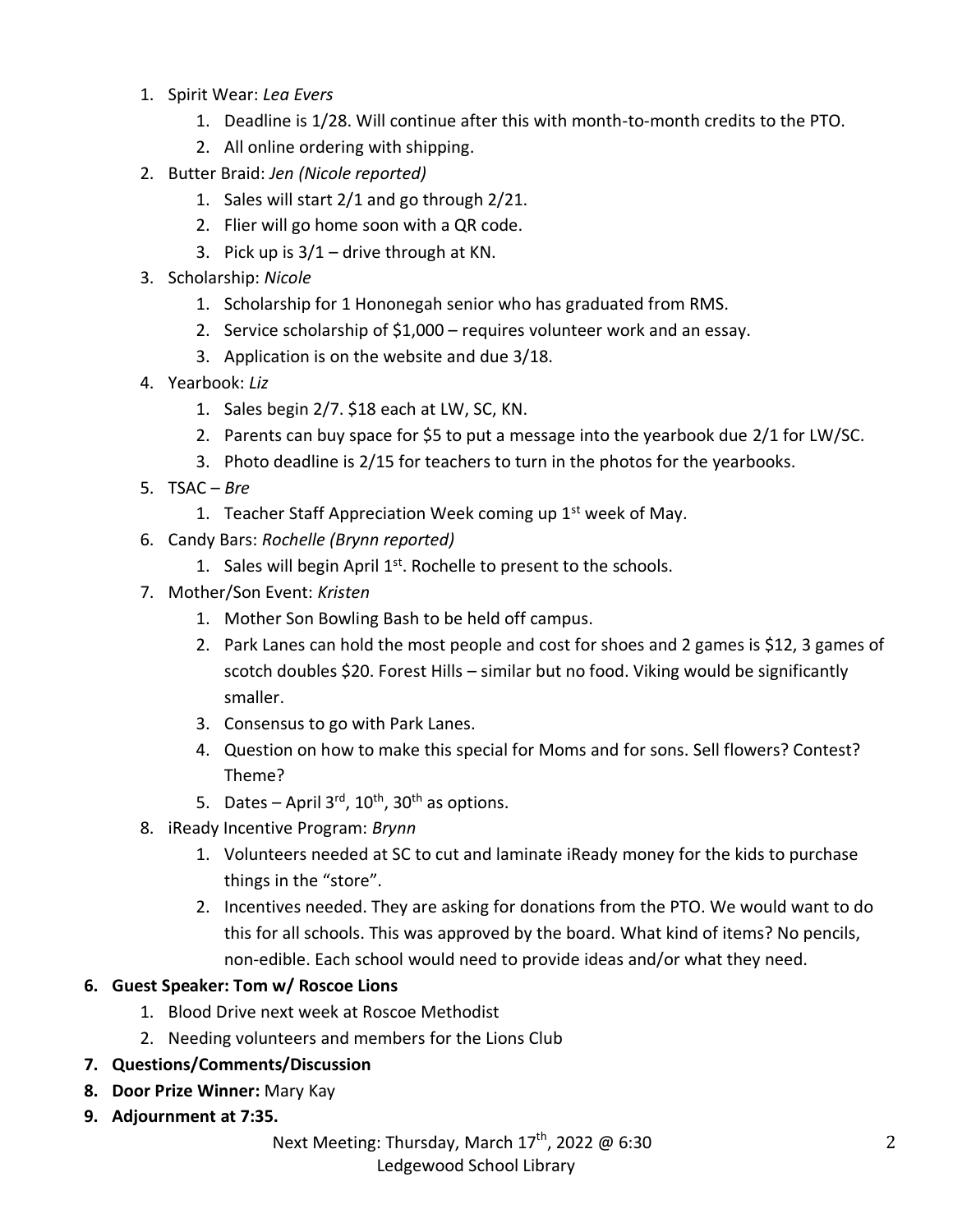1. Spirit Wear: *Lea Evers*
    1. Deadline is 1/28. Will continue after this with month-to-month credits to the PTO.
    2. All online ordering with shipping.
2. Butter Braid: *Jen (Nicole reported)*
    1. Sales will start 2/1 and go through 2/21.
    2. Flier will go home soon with a QR code.
    3. Pick up is 3/1 – drive through at KN.
3. Scholarship: *Nicole*
    1. Scholarship for 1 Hononegah senior who has graduated from RMS.
    2. Service scholarship of $1,000 – requires volunteer work and an essay.
    3. Application is on the website and due 3/18.
4. Yearbook: *Liz*
    1. Sales begin 2/7. $18 each at LW, SC, KN.
    2. Parents can buy space for $5 to put a message into the yearbook due 2/1 for LW/SC.
    3. Photo deadline is 2/15 for teachers to turn in the photos for the yearbooks.
5. TSAC – *Bre*
    1. Teacher Staff Appreciation Week coming up 1st week of May.
6. Candy Bars: *Rochelle (Brynn reported)*
    1. Sales will begin April 1st. Rochelle to present to the schools.
7. Mother/Son Event: *Kristen*
    1. Mother Son Bowling Bash to be held off campus.
    2. Park Lanes can hold the most people and cost for shoes and 2 games is $12, 3 games of scotch doubles $20. Forest Hills – similar but no food. Viking would be significantly smaller.
    3. Consensus to go with Park Lanes.
    4. Question on how to make this special for Moms and for sons. Sell flowers? Contest? Theme?
    5. Dates – April 3rd, 10th, 30th as options.
8. iReady Incentive Program: *Brynn*
    1. Volunteers needed at SC to cut and laminate iReady money for the kids to purchase things in the "store".
    2. Incentives needed. They are asking for donations from the PTO. We would want to do this for all schools. This was approved by the board. What kind of items? No pencils, non-edible. Each school would need to provide ideas and/or what they need.

**6. Guest Speaker: Tom w/ Roscoe Lions**

1. Blood Drive next week at Roscoe Methodist
2. Needing volunteers and members for the Lions Club

**7. Questions/Comments/Discussion**

**8. Door Prize Winner:** Mary Kay

**9. Adjournment at 7:35.**

Next Meeting: Thursday, March 17th, 2022 @ 6:30
Ledgewood School Library